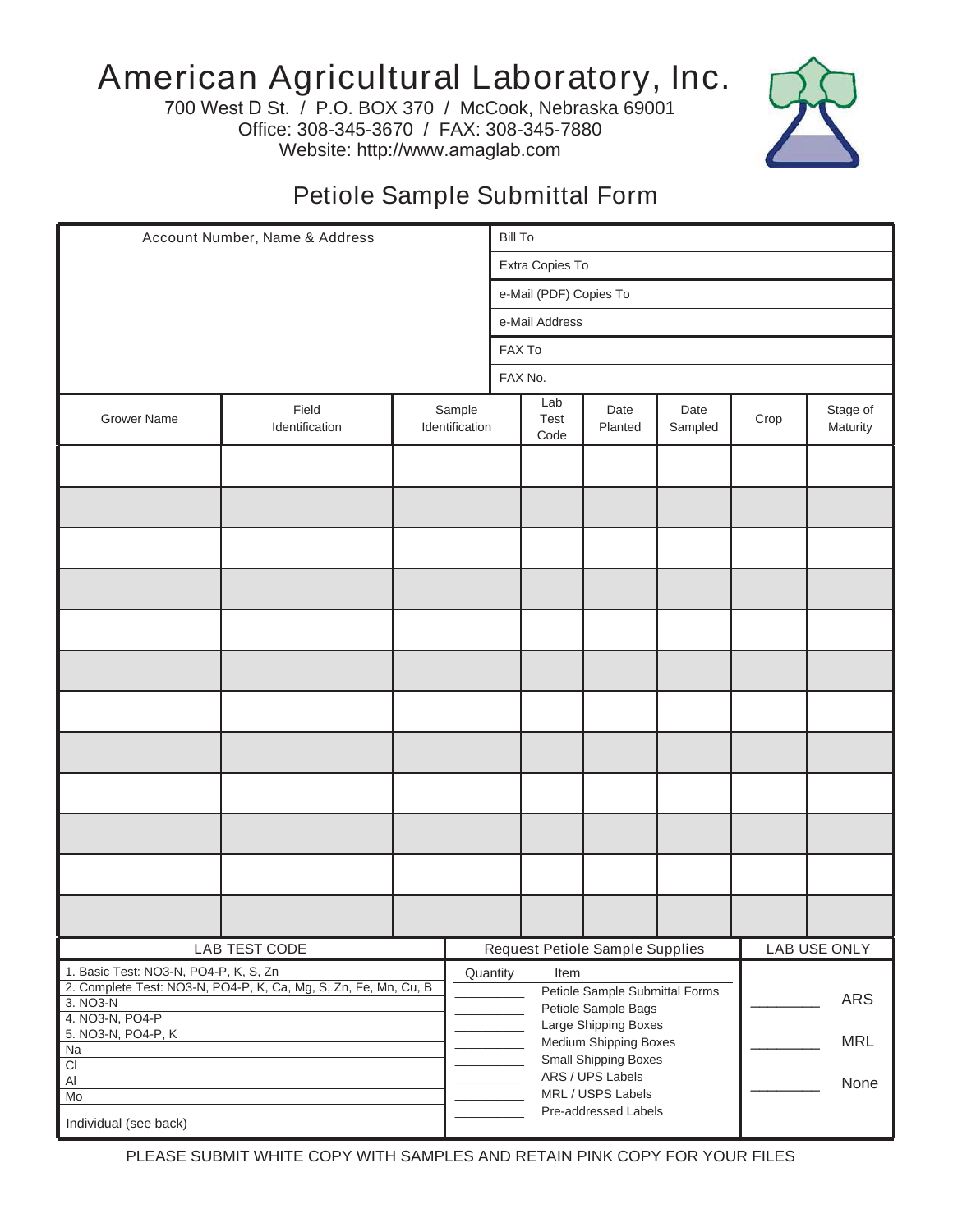# American Agricultural Laboratory, Inc.

700 West D St. / P.O. BOX 370 / McCook, Nebraska 69001
Office: 308-345-3670 / FAX: 308-345-7880
Website: http://www.amaglab.com

## Petiole Sample Submittal Form

| Account Number, Name & Address | |
|---|---|
| | Bill To |
| | Extra Copies To |
| | e-Mail (PDF) Copies To |
| | e-Mail Address |
| | FAX To |
| | FAX No. |

| Grower Name | Field Identification | Sample Identification | Lab Test Code | Date Planted | Date Sampled | Crop | Stage of Maturity |
|---|---|---|---|---|---|---|---|
| | | | | | | | |
| | | | | | | | |
| | | | | | | | |
| | | | | | | | |
| | | | | | | | |
| | | | | | | | |
| | | | | | | | |
| | | | | | | | |
| | | | | | | | |
| | | | | | | | |
| | | | | | | | |
| | | | | | | | |

| LAB TEST CODE |
|---|
| 1. Basic Test: NO3-N, PO4-P, K, S, Zn |
| 2. Complete Test: NO3-N, PO4-P, K, Ca, Mg, S, Zn, Fe, Mn, Cu, B |
| 3. NO3-N |
| 4. NO3-N, PO4-P |
| 5. NO3-N, PO4-P, K |
| Na |
| Cl |
| Al |
| Mo |
| Individual (see back) |

**Request Petiole Sample Supplies**

| Quantity | Item |
|---|---|
| ________ | Petiole Sample Submittal Forms |
| ________ | Petiole Sample Bags |
| ________ | Large Shipping Boxes |
| ________ | Medium Shipping Boxes |
| ________ | Small Shipping Boxes |
| ________ | ARS / UPS Labels |
| ________ | MRL / USPS Labels |
| ________ | Pre-addressed Labels |

**LAB USE ONLY**

________ ARS

________ MRL

________ None

PLEASE SUBMIT WHITE COPY WITH SAMPLES AND RETAIN PINK COPY FOR YOUR FILES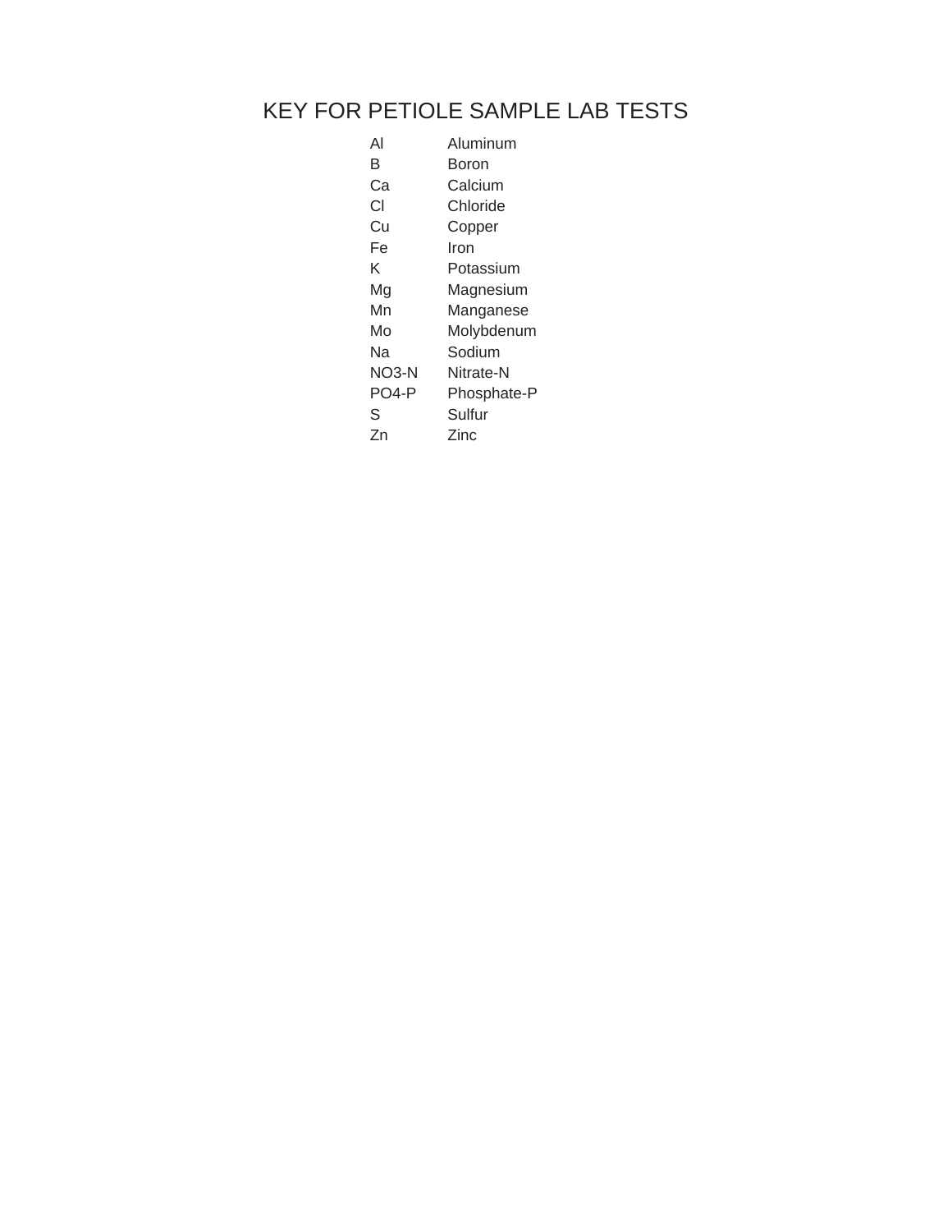# KEY FOR PETIOLE SAMPLE LAB TESTS

| | |
|---|---|
| Al | Aluminum |
| B | Boron |
| Ca | Calcium |
| Cl | Chloride |
| Cu | Copper |
| Fe | Iron |
| K | Potassium |
| Mg | Magnesium |
| Mn | Manganese |
| Mo | Molybdenum |
| Na | Sodium |
| NO3-N | Nitrate-N |
| PO4-P | Phosphate-P |
| S | Sulfur |
| Zn | Zinc |